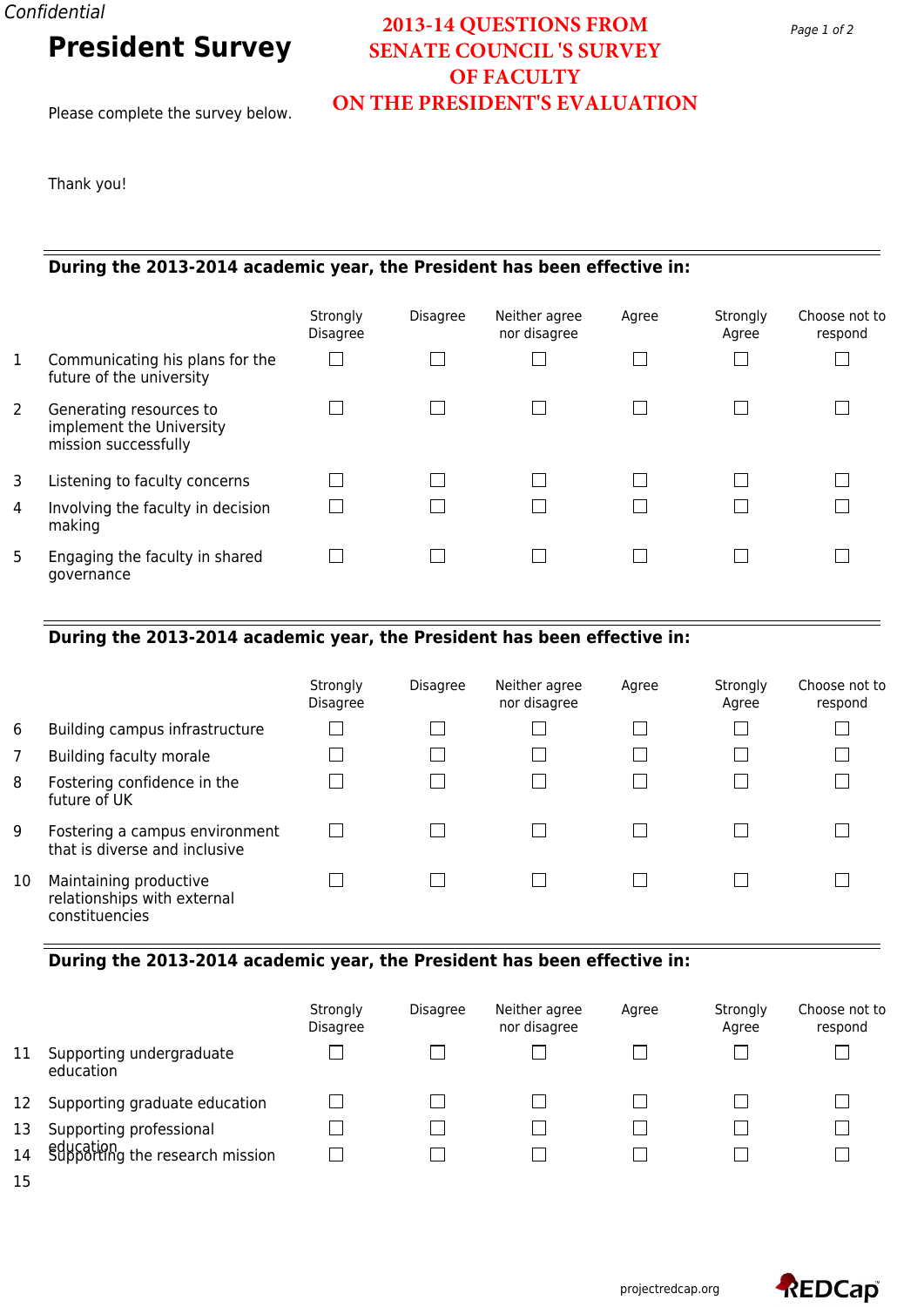*Confidential*

# President Survey

**2013-14 QUESTIONS FROM SENATE COUNCIL 'S SURVEY OF FACULTY ON THE PRESIDENT'S EVALUATION**

Please complete the survey below.

Thank you!

**During the 2013-2014 academic year, the President has been effective in:**

| | | Strongly Disagree | Disagree | Neither agree nor disagree | Agree | Strongly Agree | Choose not to respond |
|---|---|---|---|---|---|---|---|
| 1 | Communicating his plans for the future of the university | ☐ | ☐ | ☐ | ☐ | ☐ | ☐ |
| 2 | Generating resources to implement the University mission successfully | ☐ | ☐ | ☐ | ☐ | ☐ | ☐ |
| 3 | Listening to faculty concerns | ☐ | ☐ | ☐ | ☐ | ☐ | ☐ |
| 4 | Involving the faculty in decision making | ☐ | ☐ | ☐ | ☐ | ☐ | ☐ |
| 5 | Engaging the faculty in shared governance | ☐ | ☐ | ☐ | ☐ | ☐ | ☐ |

**During the 2013-2014 academic year, the President has been effective in:**

| | | Strongly Disagree | Disagree | Neither agree nor disagree | Agree | Strongly Agree | Choose not to respond |
|---|---|---|---|---|---|---|---|
| 6 | Building campus infrastructure | ☐ | ☐ | ☐ | ☐ | ☐ | ☐ |
| 7 | Building faculty morale | ☐ | ☐ | ☐ | ☐ | ☐ | ☐ |
| 8 | Fostering confidence in the future of UK | ☐ | ☐ | ☐ | ☐ | ☐ | ☐ |
| 9 | Fostering a campus environment that is diverse and inclusive | ☐ | ☐ | ☐ | ☐ | ☐ | ☐ |
| 10 | Maintaining productive relationships with external constituencies | ☐ | ☐ | ☐ | ☐ | ☐ | ☐ |

**During the 2013-2014 academic year, the President has been effective in:**

| | | Strongly Disagree | Disagree | Neither agree nor disagree | Agree | Strongly Agree | Choose not to respond |
|---|---|---|---|---|---|---|---|
| 11 | Supporting undergraduate education | ☐ | ☐ | ☐ | ☐ | ☐ | ☐ |
| 12 | Supporting graduate education | ☐ | ☐ | ☐ | ☐ | ☐ | ☐ |
| 13 | Supporting professional education | ☐ | ☐ | ☐ | ☐ | ☐ | ☐ |
| 14 | Supporting the research mission | ☐ | ☐ | ☐ | ☐ | ☐ | ☐ |
| 15 | | | | | | | |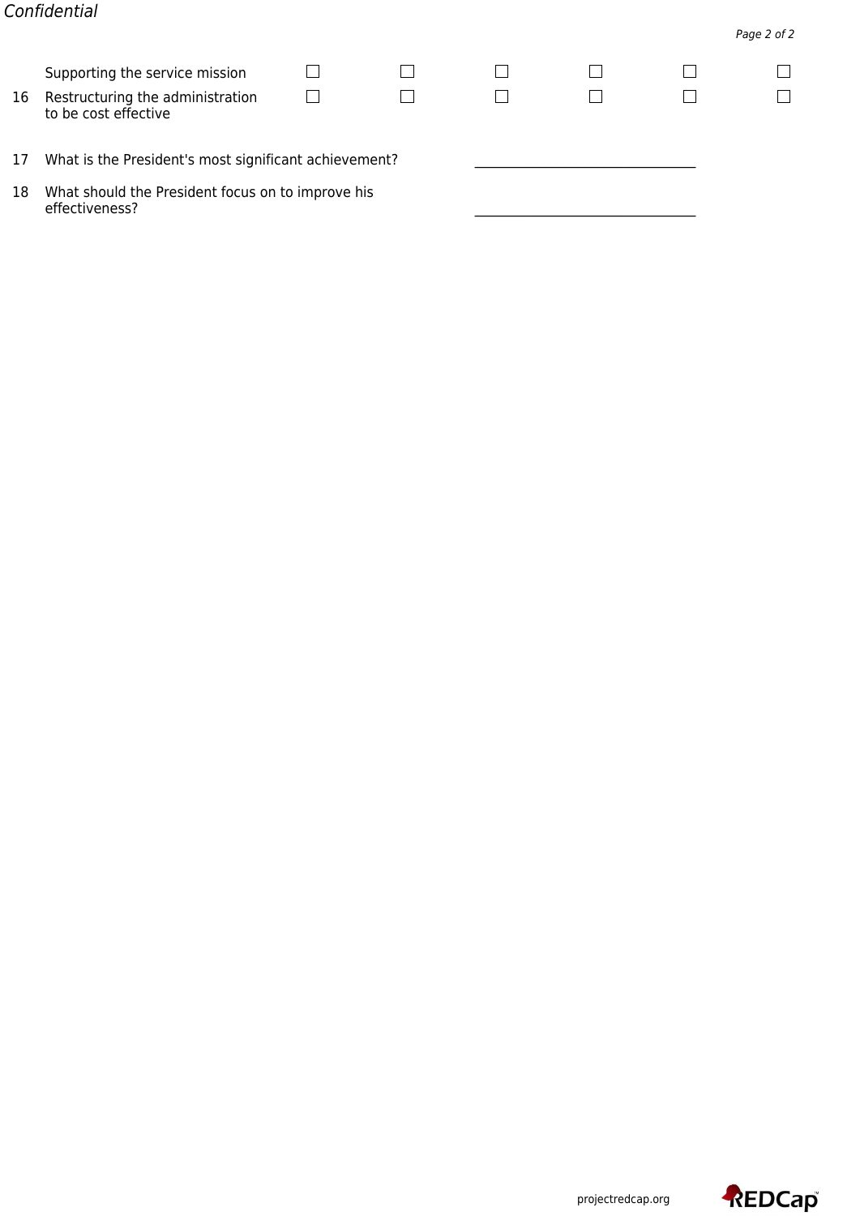| | | | | | | | |
|---|---|---|---|---|---|---|---|
| | Supporting the service mission | ☐ | ☐ | ☐ | ☐ | ☐ | ☐ |
| 16 | Restructuring the administration to be cost effective | ☐ | ☐ | ☐ | ☐ | ☐ | ☐ |

17 What is the President's most significant achievement? \_\_\_\_\_\_\_\_\_\_\_\_\_\_\_\_\_\_\_\_\_\_\_\_\_\_\_\_\_\_\_\_\_\_

18 What should the President focus on to improve his effectiveness? \_\_\_\_\_\_\_\_\_\_\_\_\_\_\_\_\_\_\_\_\_\_\_\_\_\_\_\_\_\_\_\_\_\_